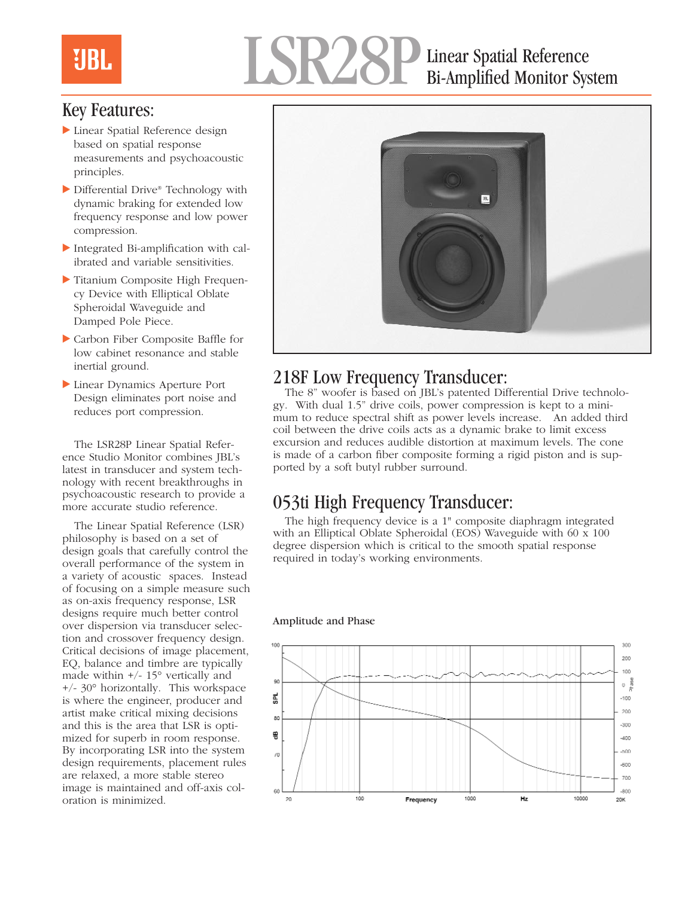# LSR28P Linear Spatial Reference Bi-Amplified Monitor System

## Key Features:

- Linear Spatial Reference design based on spatial response measurements and psychoacoustic principles.
- Differential Drive® Technology with dynamic braking for extended low frequency response and low power compression.
- Integrated Bi-amplification with calibrated and variable sensitivities.
- Titanium Composite High Frequency Device with Elliptical Oblate Spheroidal Waveguide and Damped Pole Piece.
- Carbon Fiber Composite Baffle for low cabinet resonance and stable inertial ground.
- Linear Dynamics Aperture Port Design eliminates port noise and reduces port compression.

The LSR28P Linear Spatial Reference Studio Monitor combines JBL's latest in transducer and system technology with recent breakthroughs in psychoacoustic research to provide a more accurate studio reference.

The Linear Spatial Reference (LSR) philosophy is based on a set of design goals that carefully control the overall performance of the system in a variety of acoustic spaces. Instead of focusing on a simple measure such as on-axis frequency response, LSR designs require much better control over dispersion via transducer selection and crossover frequency design. Critical decisions of image placement, EQ, balance and timbre are typically made within +/- 15° vertically and +/- 30° horizontally. This workspace is where the engineer, producer and artist make critical mixing decisions and this is the area that LSR is optimized for superb in room response. By incorporating LSR into the system design requirements, placement rules are relaxed, a more stable stereo image is maintained and off-axis coloration is minimized.

## 218F Low Frequency Transducer:

The 8" woofer is based on JBL's patented Differential Drive technology. With dual 1.5" drive coils, power compression is kept to a minimum to reduce spectral shift as power levels increase. An added third coil between the drive coils acts as a dynamic brake to limit excess excursion and reduces audible distortion at maximum levels. The cone is made of a carbon fiber composite forming a rigid piston and is supported by a soft butyl rubber surround.

## 053ti High Frequency Transducer:

The high frequency device is a 1" composite diaphragm integrated with an Elliptical Oblate Spheroidal (EOS) Waveguide with 60 x 100 degree dispersion which is critical to the smooth spatial response required in today's working environments.

Amplitude and Phase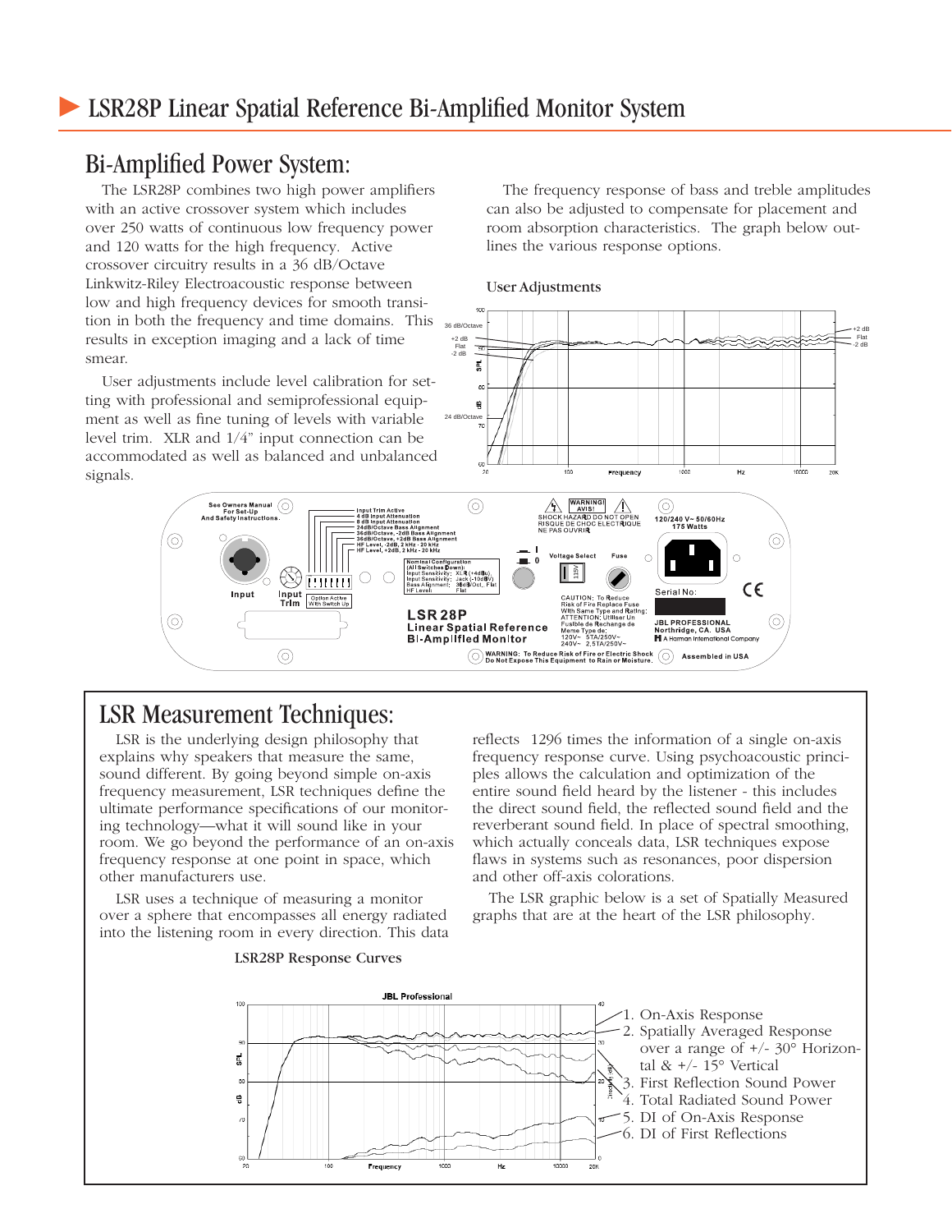# LSR28P Linear Spatial Reference Bi-Amplified Monitor System

## Bi-Amplified Power System:

The LSR28P combines two high power amplifiers with an active crossover system which includes over 250 watts of continuous low frequency power and 120 watts for the high frequency. Active crossover circuitry results in a 36 dB/Octave Linkwitz-Riley Electroacoustic response between low and high frequency devices for smooth transition in both the frequency and time domains. This results in exception imaging and a lack of time smear.

User adjustments include level calibration for setting with professional and semiprofessional equipment as well as fine tuning of levels with variable level trim. XLR and 1/4" input connection can be accommodated as well as balanced and unbalanced signals.

The frequency response of bass and treble amplitudes can also be adjusted to compensate for placement and room absorption characteristics. The graph below outlines the various response options.

User Adjustments

## LSR Measurement Techniques:

LSR is the underlying design philosophy that explains why speakers that measure the same, sound different. By going beyond simple on-axis frequency measurement, LSR techniques define the ultimate performance specifications of our monitoring technology—what it will sound like in your room. We go beyond the performance of an on-axis frequency response at one point in space, which other manufacturers use.

LSR uses a technique of measuring a monitor over a sphere that encompasses all energy radiated into the listening room in every direction. This data reflects 1296 times the information of a single on-axis frequency response curve. Using psychoacoustic principles allows the calculation and optimization of the entire sound field heard by the listener - this includes the direct sound field, the reflected sound field and the reverberant sound field. In place of spectral smoothing, which actually conceals data, LSR techniques expose flaws in systems such as resonances, poor dispersion and other off-axis colorations.

The LSR graphic below is a set of Spatially Measured graphs that are at the heart of the LSR philosophy.

LSR28P Response Curves

1. On-Axis Response
2. Spatially Averaged Response over a range of +/- 30° Horizontal & +/- 15° Vertical
3. First Reflection Sound Power
4. Total Radiated Sound Power
5. DI of On-Axis Response
6. DI of First Reflections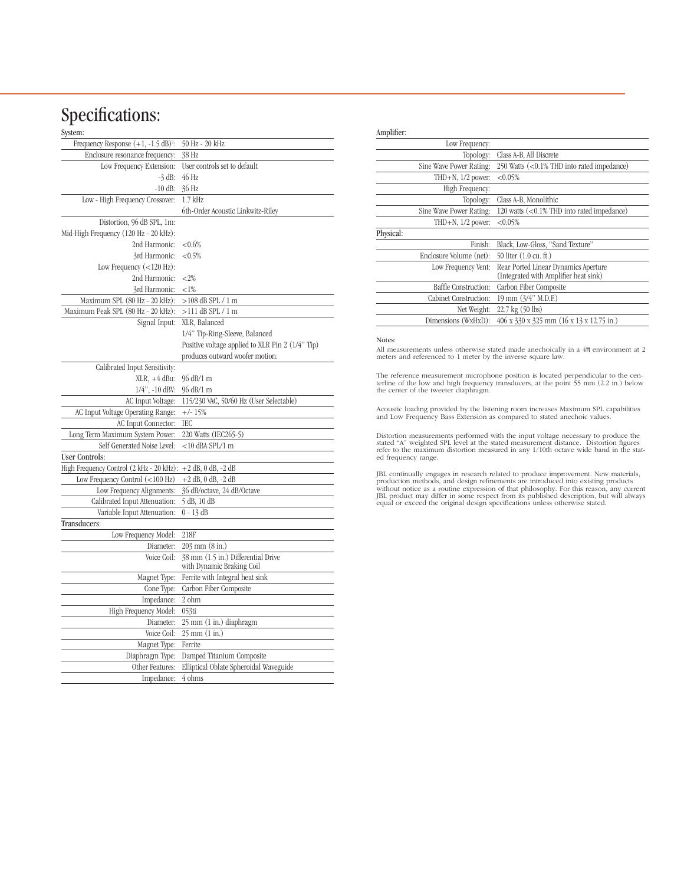# Specifications:

## System:

| | |
|---|---|
| Frequency Response (+1, -1.5 dB)[1]: | 50 Hz - 20 kHz |
| Enclosure resonance frequency: | 38 Hz |
| Low Frequency Extension: | User controls set to default |
| -3 dB: | 46 Hz |
| -10 dB: | 36 Hz |
| Low - High Frequency Crossover: | 1.7 kHz |
| | 6th-Order Acoustic Linkwitz-Riley |
| Distortion, 96 dB SPL, 1m: | |
| Mid-High Frequency (120 Hz - 20 kHz): | |
| 2nd Harmonic: | <0.6% |
| 3rd Harmonic: | <0.5% |
| Low Frequency (<120 Hz): | |
| 2nd Harmonic: | <2% |
| 3rd Harmonic: | <1% |
| Maximum SPL (80 Hz - 20 kHz): | >108 dB SPL / 1 m |
| Maximum Peak SPL (80 Hz - 20 kHz): | >111 dB SPL / 1 m |
| Signal Input: | XLR, Balanced |
| | 1/4" Tip-Ring-Sleeve, Balanced |
| | Positive voltage applied to XLR Pin 2 (1/4" Tip) |
| | produces outward woofer motion. |
| Calibrated Input Sensitivity: | |
| XLR, +4 dBu: | 96 dB/1 m |
| 1/4", -10 dBV: | 96 dB/1 m |
| AC Input Voltage: | 115/230 VAC, 50/60 Hz (User Selectable) |
| AC Input Voltage Operating Range: | +/- 15% |
| AC Input Connector: | IEC |
| Long Term Maximum System Power: | 220 Watts (IEC265-5) |
| Self Generated Noise Level: | <10 dBA SPL/1 m |

## User Controls:

| | |
|---|---|
| High Frequency Control (2 kHz - 20 kHz): | +2 dB, 0 dB, -2 dB |
| Low Frequency Control (<100 Hz) | +2 dB, 0 dB, -2 dB |
| Low Frequency Alignments: | 36 dB/octave, 24 dB/Octave |
| Calibrated Input Attenuation: | 5 dB, 10 dB |
| Variable Input Attenuation: | 0 - 13 dB |

## Transducers:

| | |
|---|---|
| Low Frequency Model: | 218F |
| Diameter: | 203 mm (8 in.) |
| Voice Coil: | 38 mm (1.5 in.) Differential Drive with Dynamic Braking Coil |
| Magnet Type: | Ferrite with Integral heat sink |
| Cone Type: | Carbon Fiber Composite |
| Impedance: | 2 ohm |
| High Frequency Model: | 053ti |
| Diameter: | 25 mm (1 in.) diaphragm |
| Voice Coil: | 25 mm (1 in.) |
| Magnet Type: | Ferrite |
| Diaphragm Type: | Damped Titanium Composite |
| Other Features: | Elliptical Oblate Spheroidal Waveguide |
| Impedance: | 4 ohms |

## Amplifier:

| | |
|---|---|
| Low Frequency: | |
| Topology: | Class A-B, All Discrete |
| Sine Wave Power Rating: | 250 Watts (<0.1% THD into rated impedance) |
| THD+N, 1/2 power: | <0.05% |
| High Frequency: | |
| Topology: | Class A-B, Monolithic |
| Sine Wave Power Rating: | 120 watts (<0.1% THD into rated impedance) |
| THD+N, 1/2 power: | <0.05% |

## Physical:

| | |
|---|---|
| Finish: | Black, Low-Gloss, "Sand Texture" |
| Enclosure Volume (net): | 50 liter (1.0 cu. ft.) |
| Low Frequency Vent: | Rear Ported Linear Dynamics Aperture (Integrated with Amplifier heat sink) |
| Baffle Construction: | Carbon Fiber Composite |
| Cabinet Construction: | 19 mm (3/4" M.D.F.) |
| Net Weight: | 22.7 kg (50 lbs) |
| Dimensions (WxHxD): | 406 x 330 x 325 mm (16 x 13 x 12.75 in.) |

Notes:

All measurements unless otherwise stated made anechoically in a $4\pi$ environment at 2 meters and referenced to 1 meter by the inverse square law.

The reference measurement microphone position is located perpendicular to the centerline of the low and high frequency transducers, at the point 55 mm (2.2 in.) below the center of the tweeter diaphragm.

Acoustic loading provided by the listening room increases Maximum SPL capabilities and Low Frequency Bass Extension as compared to stated anechoic values.

Distortion measurements performed with the input voltage necessary to produce the stated "A" weighted SPL level at the stated measurement distance. Distortion figures refer to the maximum distortion measured in any 1/10th octave wide band in the stated frequency range.

JBL continually engages in research related to produce improvement. New materials, production methods, and design refinements are introduced into existing products without notice as a routine expression of that philosophy. For this reason, any current JBL product may differ in some respect from its published description, but will always equal or exceed the original design specifications unless otherwise stated.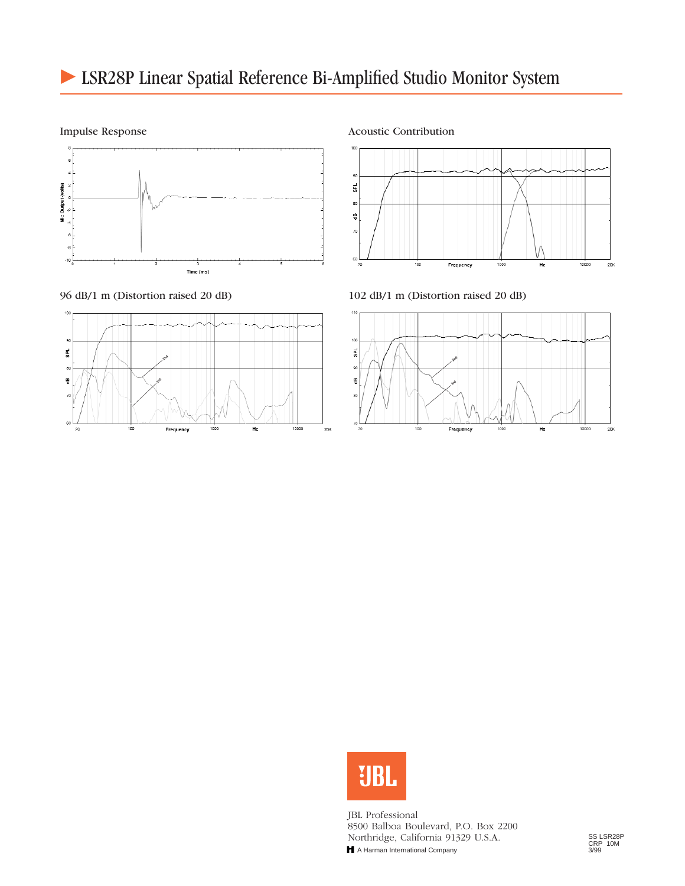# LSR28P Linear Spatial Reference Bi-Amplified Studio Monitor System

Impulse Response

8
6
4
2
0
-2
-4
-6
-8
-10
Mic Output (volts)
0 1 2 3 4 5 6
Time (ms)

Acoustic Contribution

100
90
80
70
60
dB SPL
20 100 Frequency 1000 Hz 10000 20K

96 dB/1 m (Distortion raised 20 dB)

100
90
80
70
60
dB SPL
2nd
3rd
20 100 Frequency 1000 Hz 10000 20K

102 dB/1 m (Distortion raised 20 dB)

110
100
90
80
70
dB SPL
2nd
3rd
20 100 Frequency 1000 Hz 10000 20K

JBL

JBL Professional
8500 Balboa Boulevard, P.O. Box 2200
Northridge, California 91329 U.S.A.
A Harman International Company

SS LSR28P
CRP 10M
3/99